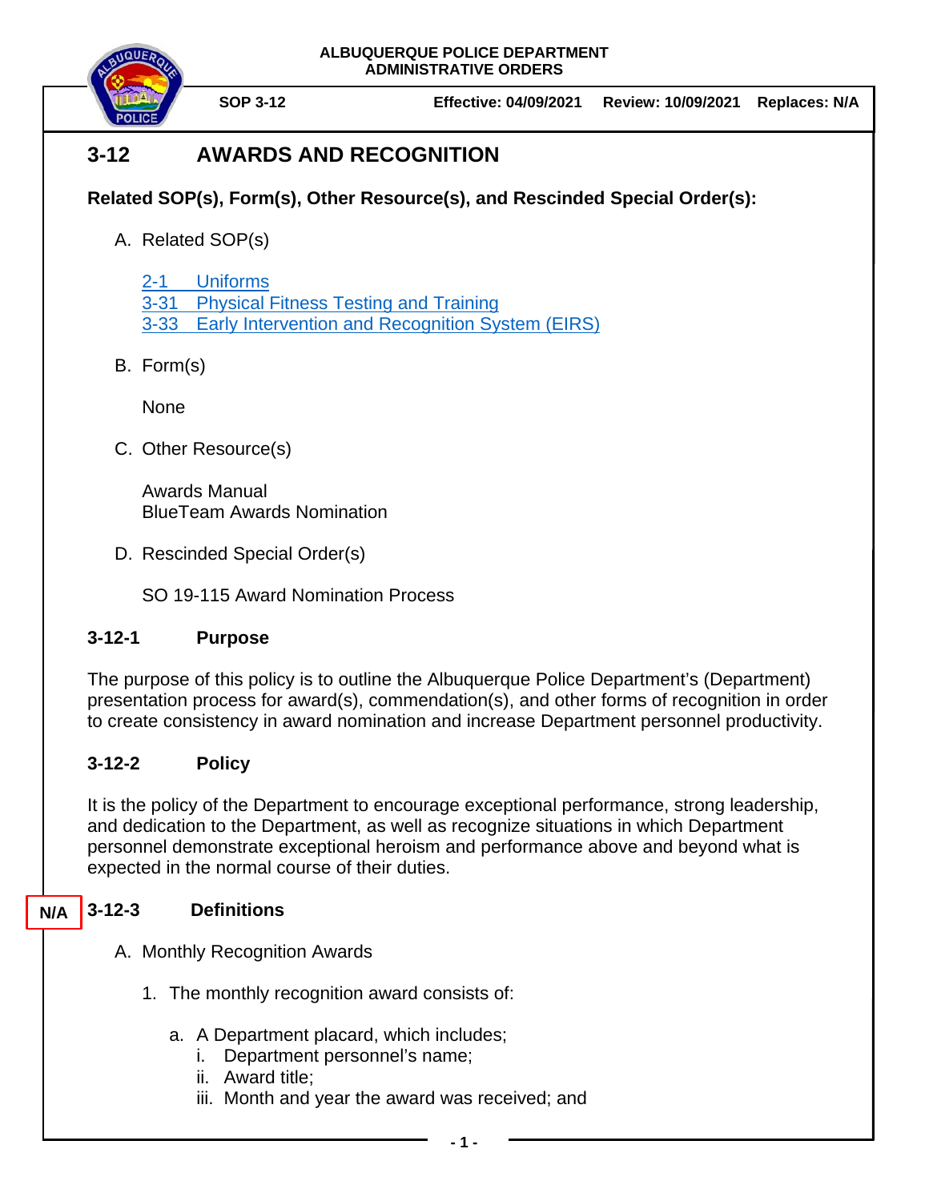**ALBUQUERQUE POLICE DEPARTMENT**
**ADMINISTRATIVE ORDERS**

**SOP 3-12** | **Effective: 04/09/2021** | **Review: 10/09/2021** | **Replaces: N/A**

# 3-12 AWARDS AND RECOGNITION

**Related SOP(s), Form(s), Other Resource(s), and Rescinded Special Order(s):**

A. Related SOP(s)

2-1 Uniforms
3-31 Physical Fitness Testing and Training
3-33 Early Intervention and Recognition System (EIRS)

B. Form(s)

None

C. Other Resource(s)

Awards Manual
BlueTeam Awards Nomination

D. Rescinded Special Order(s)

SO 19-115 Award Nomination Process

## 3-12-1 Purpose

The purpose of this policy is to outline the Albuquerque Police Department's (Department) presentation process for award(s), commendation(s), and other forms of recognition in order to create consistency in award nomination and increase Department personnel productivity.

## 3-12-2 Policy

It is the policy of the Department to encourage exceptional performance, strong leadership, and dedication to the Department, as well as recognize situations in which Department personnel demonstrate exceptional heroism and performance above and beyond what is expected in the normal course of their duties.

## N/A 3-12-3 Definitions

A. Monthly Recognition Awards

1. The monthly recognition award consists of:

   a. A Department placard, which includes;
      i. Department personnel's name;
      ii. Award title;
      iii. Month and year the award was received; and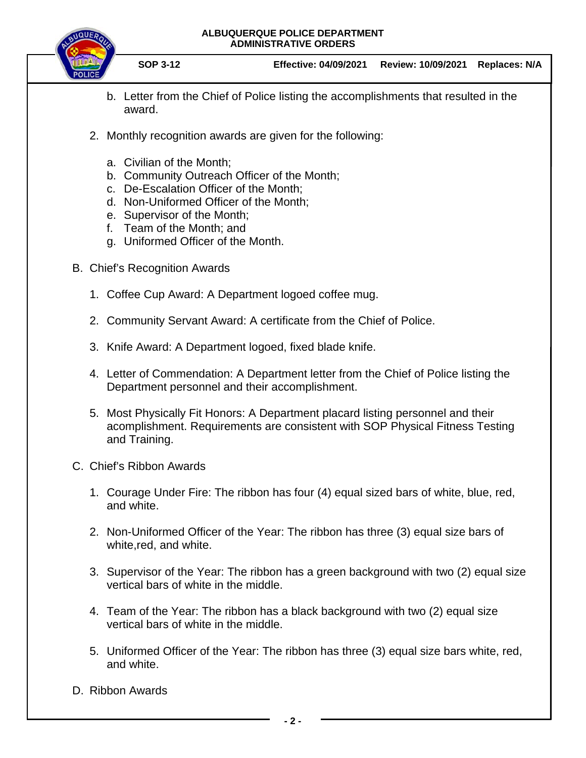b. Letter from the Chief of Police listing the accomplishments that resulted in the award.

2. Monthly recognition awards are given for the following:

   a. Civilian of the Month;
   b. Community Outreach Officer of the Month;
   c. De-Escalation Officer of the Month;
   d. Non-Uniformed Officer of the Month;
   e. Supervisor of the Month;
   f. Team of the Month; and
   g. Uniformed Officer of the Month.

B. Chief's Recognition Awards

1. Coffee Cup Award: A Department logoed coffee mug.

2. Community Servant Award: A certificate from the Chief of Police.

3. Knife Award: A Department logoed, fixed blade knife.

4. Letter of Commendation: A Department letter from the Chief of Police listing the Department personnel and their accomplishment.

5. Most Physically Fit Honors: A Department placard listing personnel and their acomplishment. Requirements are consistent with SOP Physical Fitness Testing and Training.

C. Chief's Ribbon Awards

1. Courage Under Fire: The ribbon has four (4) equal sized bars of white, blue, red, and white.

2. Non-Uniformed Officer of the Year: The ribbon has three (3) equal size bars of white,red, and white.

3. Supervisor of the Year: The ribbon has a green background with two (2) equal size vertical bars of white in the middle.

4. Team of the Year: The ribbon has a black background with two (2) equal size vertical bars of white in the middle.

5. Uniformed Officer of the Year: The ribbon has three (3) equal size bars white, red, and white.

D. Ribbon Awards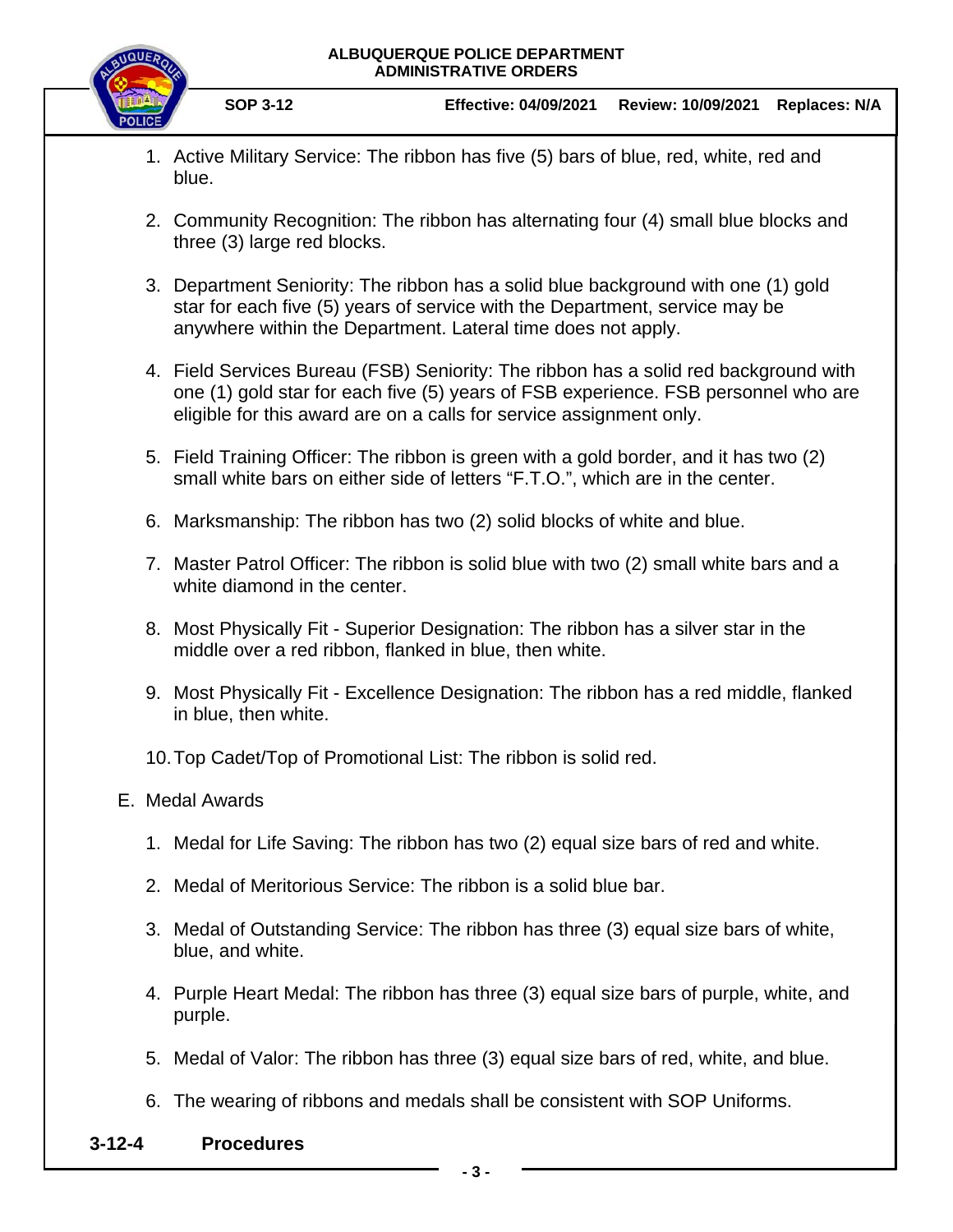1. Active Military Service: The ribbon has five (5) bars of blue, red, white, red and blue.

2. Community Recognition: The ribbon has alternating four (4) small blue blocks and three (3) large red blocks.

3. Department Seniority: The ribbon has a solid blue background with one (1) gold star for each five (5) years of service with the Department, service may be anywhere within the Department. Lateral time does not apply.

4. Field Services Bureau (FSB) Seniority: The ribbon has a solid red background with one (1) gold star for each five (5) years of FSB experience. FSB personnel who are eligible for this award are on a calls for service assignment only.

5. Field Training Officer: The ribbon is green with a gold border, and it has two (2) small white bars on either side of letters "F.T.O.", which are in the center.

6. Marksmanship: The ribbon has two (2) solid blocks of white and blue.

7. Master Patrol Officer: The ribbon is solid blue with two (2) small white bars and a white diamond in the center.

8. Most Physically Fit - Superior Designation: The ribbon has a silver star in the middle over a red ribbon, flanked in blue, then white.

9. Most Physically Fit - Excellence Designation: The ribbon has a red middle, flanked in blue, then white.

10. Top Cadet/Top of Promotional List: The ribbon is solid red.

E. Medal Awards

1. Medal for Life Saving: The ribbon has two (2) equal size bars of red and white.

2. Medal of Meritorious Service: The ribbon is a solid blue bar.

3. Medal of Outstanding Service: The ribbon has three (3) equal size bars of white, blue, and white.

4. Purple Heart Medal: The ribbon has three (3) equal size bars of purple, white, and purple.

5. Medal of Valor: The ribbon has three (3) equal size bars of red, white, and blue.

6. The wearing of ribbons and medals shall be consistent with SOP Uniforms.

## 3-12-4 Procedures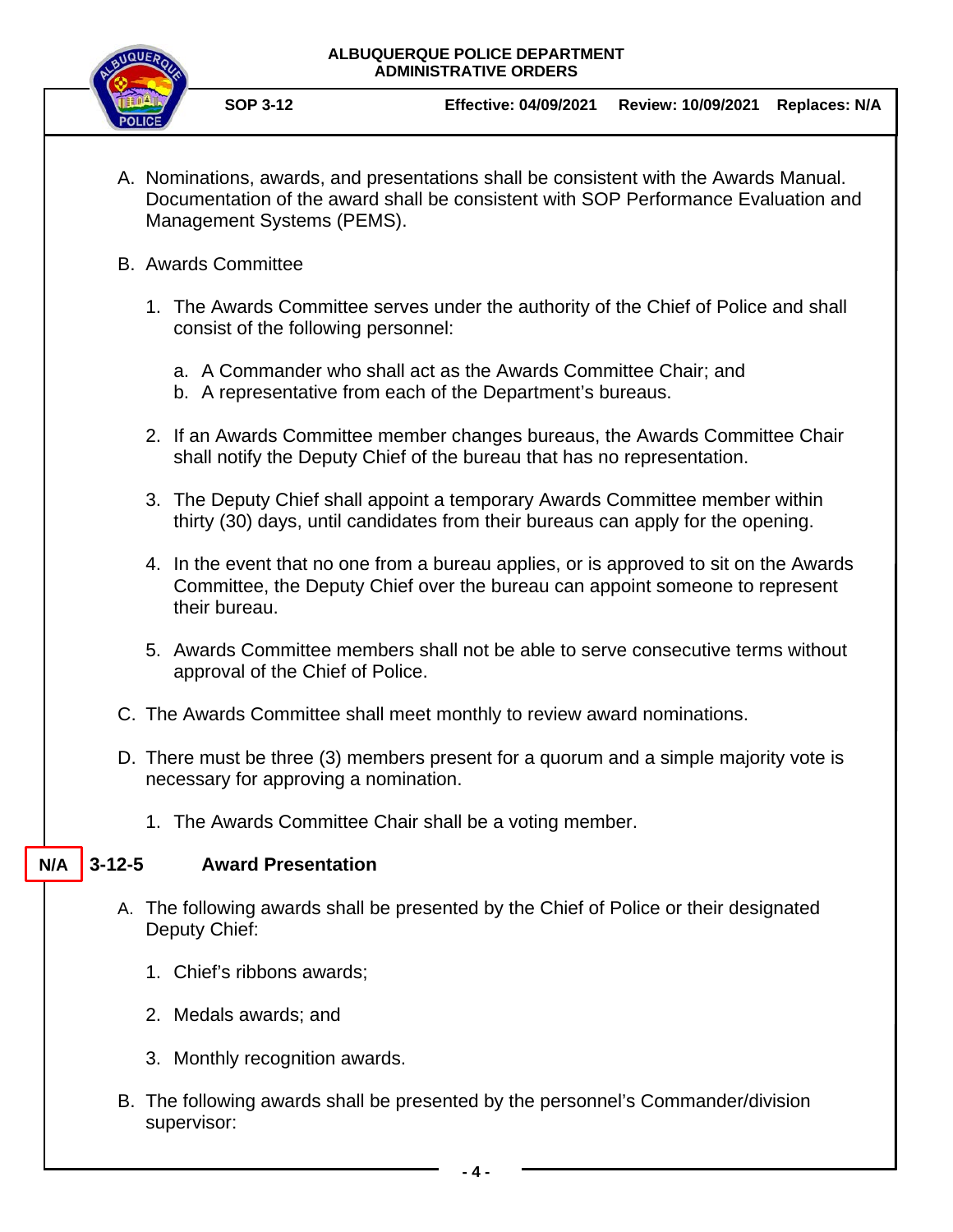A. Nominations, awards, and presentations shall be consistent with the Awards Manual. Documentation of the award shall be consistent with SOP Performance Evaluation and Management Systems (PEMS).

B. Awards Committee

   1. The Awards Committee serves under the authority of the Chief of Police and shall consist of the following personnel:

      a. A Commander who shall act as the Awards Committee Chair; and
      b. A representative from each of the Department's bureaus.

   2. If an Awards Committee member changes bureaus, the Awards Committee Chair shall notify the Deputy Chief of the bureau that has no representation.

   3. The Deputy Chief shall appoint a temporary Awards Committee member within thirty (30) days, until candidates from their bureaus can apply for the opening.

   4. In the event that no one from a bureau applies, or is approved to sit on the Awards Committee, the Deputy Chief over the bureau can appoint someone to represent their bureau.

   5. Awards Committee members shall not be able to serve consecutive terms without approval of the Chief of Police.

C. The Awards Committee shall meet monthly to review award nominations.

D. There must be three (3) members present for a quorum and a simple majority vote is necessary for approving a nomination.

   1. The Awards Committee Chair shall be a voting member.

## N/A 3-12-5 Award Presentation

A. The following awards shall be presented by the Chief of Police or their designated Deputy Chief:

   1. Chief's ribbons awards;

   2. Medals awards; and

   3. Monthly recognition awards.

B. The following awards shall be presented by the personnel's Commander/division supervisor: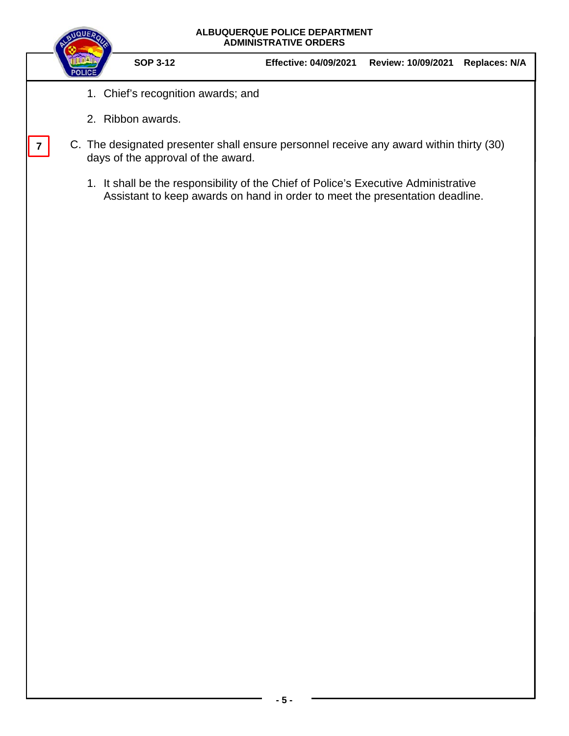1. Chief's recognition awards; and

2. Ribbon awards.

7

C. The designated presenter shall ensure personnel receive any award within thirty (30) days of the approval of the award.

   1. It shall be the responsibility of the Chief of Police's Executive Administrative Assistant to keep awards on hand in order to meet the presentation deadline.